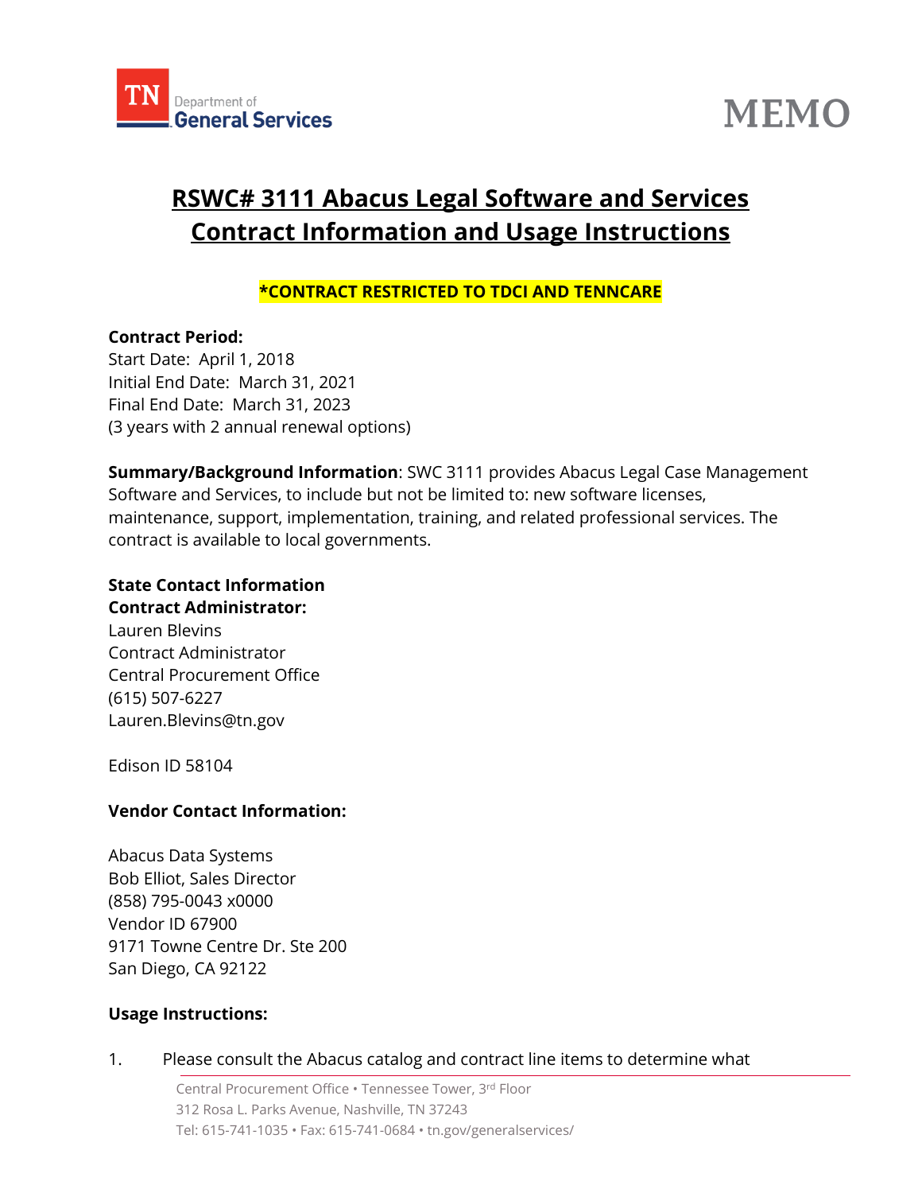TN Department of General Services

# MEMO

## RSWC# 3111 Abacus Legal Software and Services Contract Information and Usage Instructions

**\*CONTRACT RESTRICTED TO TDCI AND TENNCARE**

**Contract Period:**
Start Date: April 1, 2018
Initial End Date: March 31, 2021
Final End Date: March 31, 2023
(3 years with 2 annual renewal options)

**Summary/Background Information**: SWC 3111 provides Abacus Legal Case Management Software and Services, to include but not be limited to: new software licenses, maintenance, support, implementation, training, and related professional services. The contract is available to local governments.

**State Contact Information**
**Contract Administrator:**
Lauren Blevins
Contract Administrator
Central Procurement Office
(615) 507-6227
Lauren.Blevins@tn.gov

Edison ID 58104

**Vendor Contact Information:**

Abacus Data Systems
Bob Elliot, Sales Director
(858) 795-0043 x0000
Vendor ID 67900
9171 Towne Centre Dr. Ste 200
San Diego, CA 92122

**Usage Instructions:**

1. Please consult the Abacus catalog and contract line items to determine what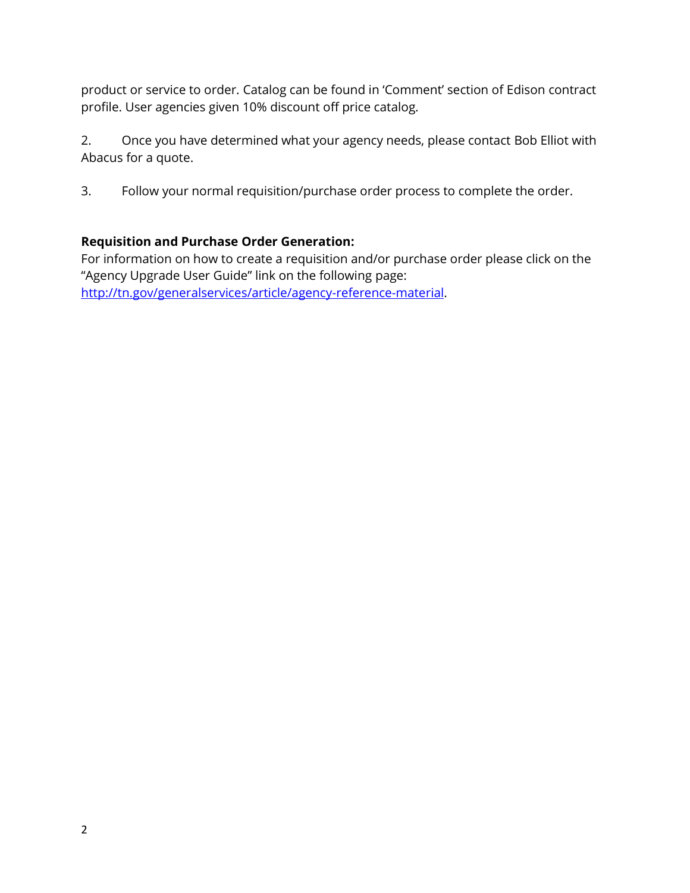product or service to order. Catalog can be found in 'Comment' section of Edison contract profile. User agencies given 10% discount off price catalog.

2. Once you have determined what your agency needs, please contact Bob Elliot with Abacus for a quote.

3. Follow your normal requisition/purchase order process to complete the order.

**Requisition and Purchase Order Generation:**
For information on how to create a requisition and/or purchase order please click on the "Agency Upgrade User Guide" link on the following page: http://tn.gov/generalservices/article/agency-reference-material.